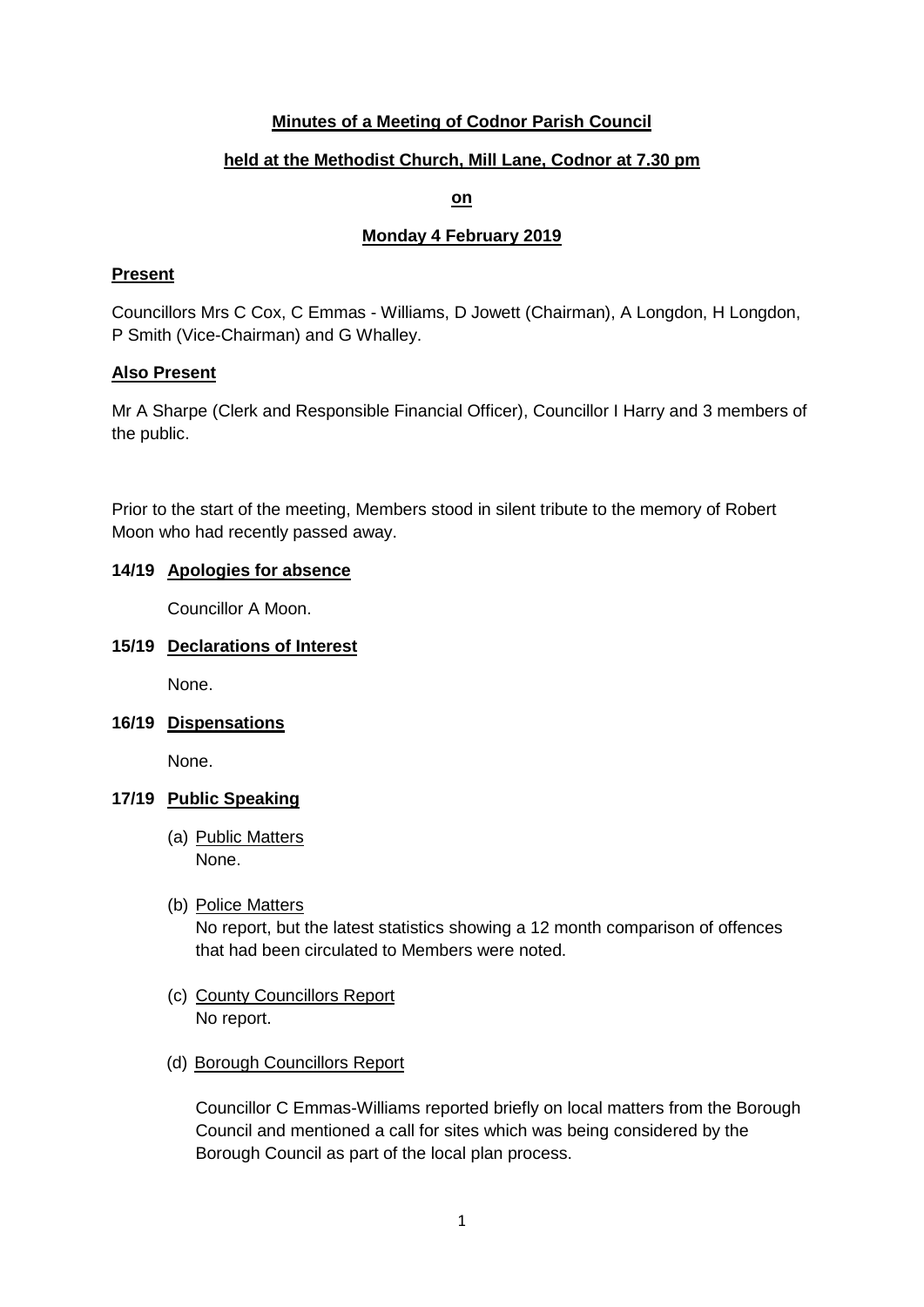**Minutes of a Meeting of Codnor Parish Council**

**held at the Methodist Church, Mill Lane, Codnor at 7.30 pm**

**on**

**Monday 4 February 2019**

**Present**

Councillors Mrs C Cox, C Emmas - Williams, D Jowett (Chairman), A Longdon, H Longdon, P Smith (Vice-Chairman) and G Whalley.

**Also Present**

Mr A Sharpe (Clerk and Responsible Financial Officer), Councillor I Harry and 3 members of the public.

Prior to the start of the meeting, Members stood in silent tribute to the memory of Robert Moon who had recently passed away.

**14/19 Apologies for absence**

Councillor A Moon.

**15/19 Declarations of Interest**

None.

**16/19 Dispensations**

None.

**17/19 Public Speaking**

(a) Public Matters
None.

(b) Police Matters
No report, but the latest statistics showing a 12 month comparison of offences that had been circulated to Members were noted.

(c) County Councillors Report
No report.

(d) Borough Councillors Report

Councillor C Emmas-Williams reported briefly on local matters from the Borough Council and mentioned a call for sites which was being considered by the Borough Council as part of the local plan process.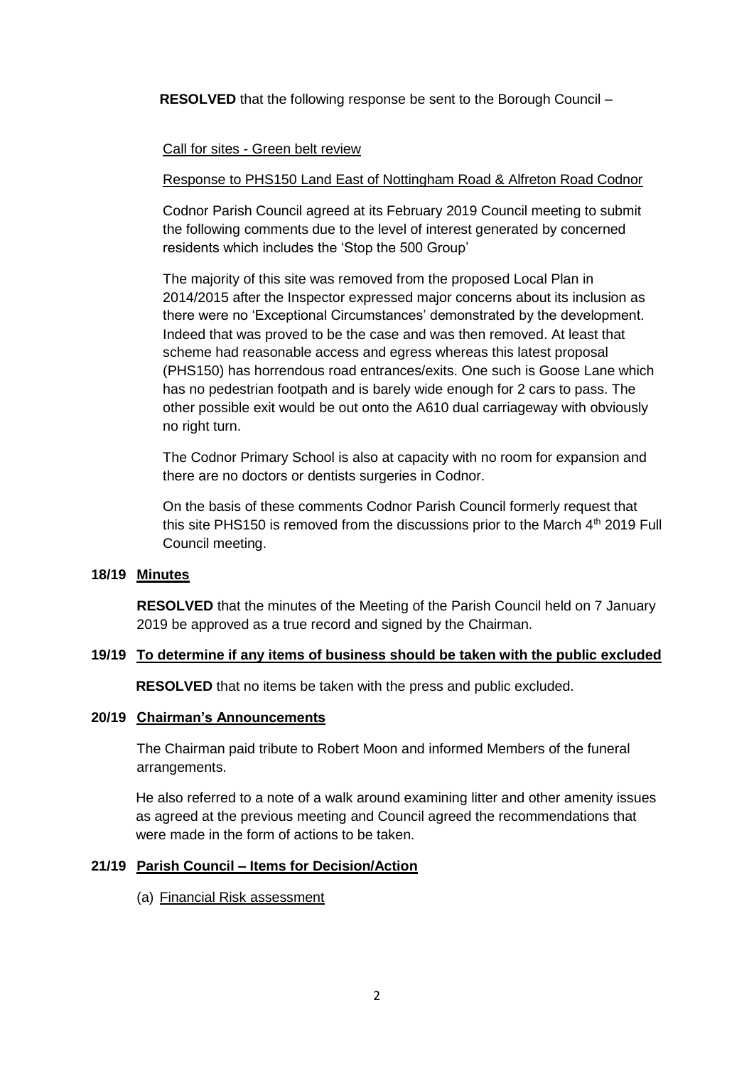**RESOLVED** that the following response be sent to the Borough Council –

Call for sites - Green belt review

Response to PHS150 Land East of Nottingham Road & Alfreton Road Codnor

Codnor Parish Council agreed at its February 2019 Council meeting to submit the following comments due to the level of interest generated by concerned residents which includes the 'Stop the 500 Group'

The majority of this site was removed from the proposed Local Plan in 2014/2015 after the Inspector expressed major concerns about its inclusion as there were no 'Exceptional Circumstances' demonstrated by the development. Indeed that was proved to be the case and was then removed. At least that scheme had reasonable access and egress whereas this latest proposal (PHS150) has horrendous road entrances/exits. One such is Goose Lane which has no pedestrian footpath and is barely wide enough for 2 cars to pass. The other possible exit would be out onto the A610 dual carriageway with obviously no right turn.

The Codnor Primary School is also at capacity with no room for expansion and there are no doctors or dentists surgeries in Codnor.

On the basis of these comments Codnor Parish Council formerly request that this site PHS150 is removed from the discussions prior to the March 4th 2019 Full Council meeting.

**18/19 Minutes**

**RESOLVED** that the minutes of the Meeting of the Parish Council held on 7 January 2019 be approved as a true record and signed by the Chairman.

**19/19 To determine if any items of business should be taken with the public excluded**

**RESOLVED** that no items be taken with the press and public excluded.

**20/19 Chairman's Announcements**

The Chairman paid tribute to Robert Moon and informed Members of the funeral arrangements.

He also referred to a note of a walk around examining litter and other amenity issues as agreed at the previous meeting and Council agreed the recommendations that were made in the form of actions to be taken.

**21/19 Parish Council – Items for Decision/Action**

(a) Financial Risk assessment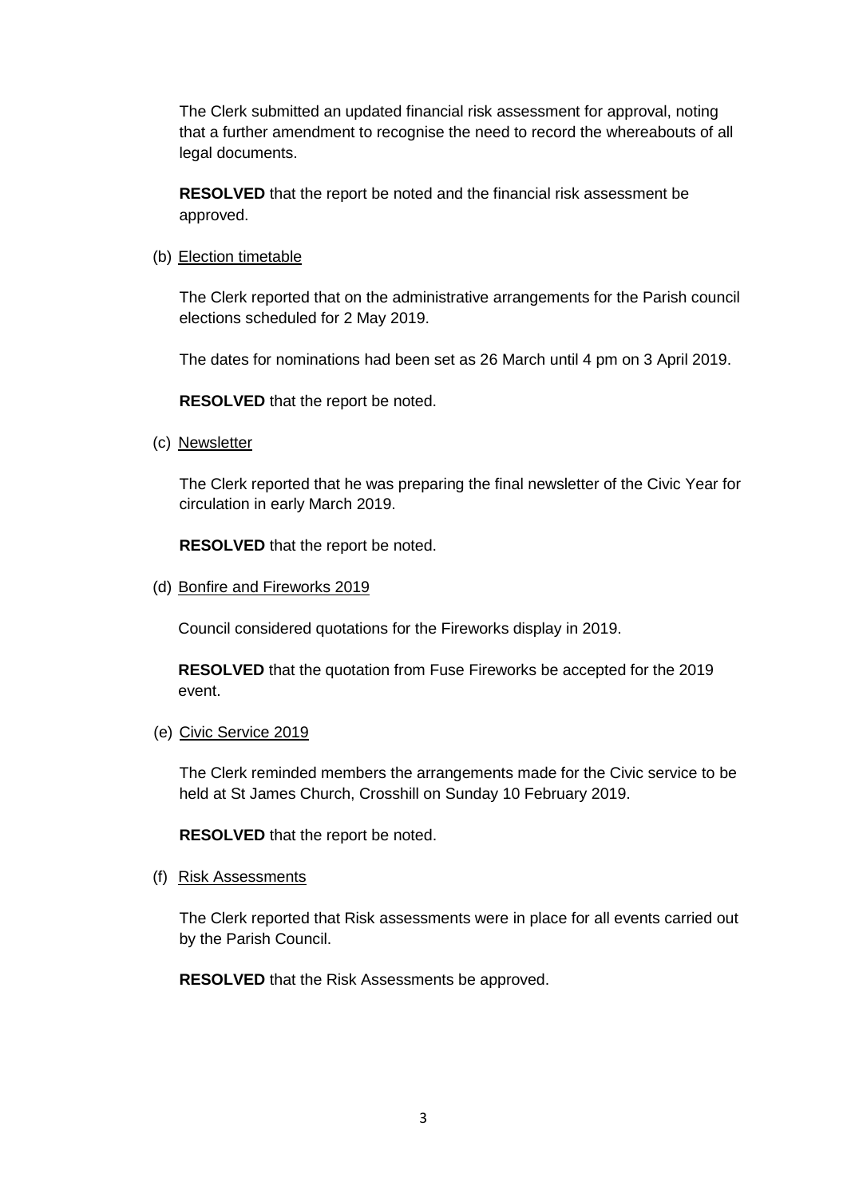The Clerk submitted an updated financial risk assessment for approval, noting that a further amendment to recognise the need to record the whereabouts of all legal documents.

**RESOLVED** that the report be noted and the financial risk assessment be approved.

(b) Election timetable

The Clerk reported that on the administrative arrangements for the Parish council elections scheduled for 2 May 2019.

The dates for nominations had been set as 26 March until 4 pm on 3 April 2019.

**RESOLVED** that the report be noted.

(c) Newsletter

The Clerk reported that he was preparing the final newsletter of the Civic Year for circulation in early March 2019.

**RESOLVED** that the report be noted.

(d) Bonfire and Fireworks 2019

Council considered quotations for the Fireworks display in 2019.

**RESOLVED** that the quotation from Fuse Fireworks be accepted for the 2019 event.

(e) Civic Service 2019

The Clerk reminded members the arrangements made for the Civic service to be held at St James Church, Crosshill on Sunday 10 February 2019.

**RESOLVED** that the report be noted.

(f) Risk Assessments

The Clerk reported that Risk assessments were in place for all events carried out by the Parish Council.

**RESOLVED** that the Risk Assessments be approved.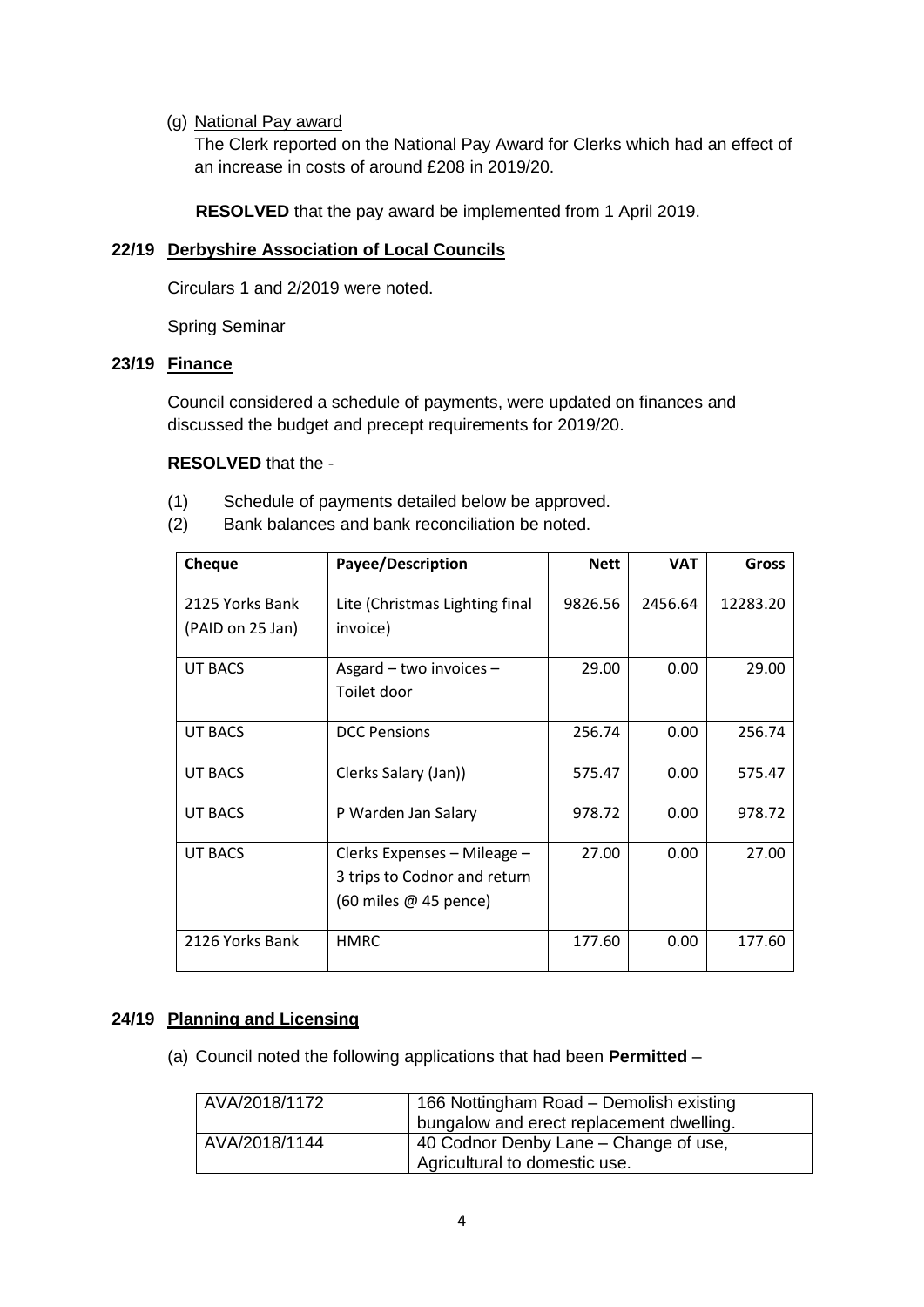(g) National Pay award

The Clerk reported on the National Pay Award for Clerks which had an effect of an increase in costs of around £208 in 2019/20.

**RESOLVED** that the pay award be implemented from 1 April 2019.

## 22/19 Derbyshire Association of Local Councils

Circulars 1 and 2/2019 were noted.

Spring Seminar

## 23/19 Finance

Council considered a schedule of payments, were updated on finances and discussed the budget and precept requirements for 2019/20.

**RESOLVED** that the -

(1) Schedule of payments detailed below be approved.

(2) Bank balances and bank reconciliation be noted.

| Cheque | Payee/Description | Nett | VAT | Gross |
|---|---|---|---|---|
| 2125 Yorks Bank (PAID on 25 Jan) | Lite (Christmas Lighting final invoice) | 9826.56 | 2456.64 | 12283.20 |
| UT BACS | Asgard – two invoices – Toilet door | 29.00 | 0.00 | 29.00 |
| UT BACS | DCC Pensions | 256.74 | 0.00 | 256.74 |
| UT BACS | Clerks Salary (Jan)) | 575.47 | 0.00 | 575.47 |
| UT BACS | P Warden Jan Salary | 978.72 | 0.00 | 978.72 |
| UT BACS | Clerks Expenses – Mileage – 3 trips to Codnor and return (60 miles @ 45 pence) | 27.00 | 0.00 | 27.00 |
| 2126 Yorks Bank | HMRC | 177.60 | 0.00 | 177.60 |

## 24/19 Planning and Licensing

(a) Council noted the following applications that had been **Permitted** –

| AVA/2018/1172 | 166 Nottingham Road – Demolish existing bungalow and erect replacement dwelling. |
|---|---|
| AVA/2018/1144 | 40 Codnor Denby Lane – Change of use, Agricultural to domestic use. |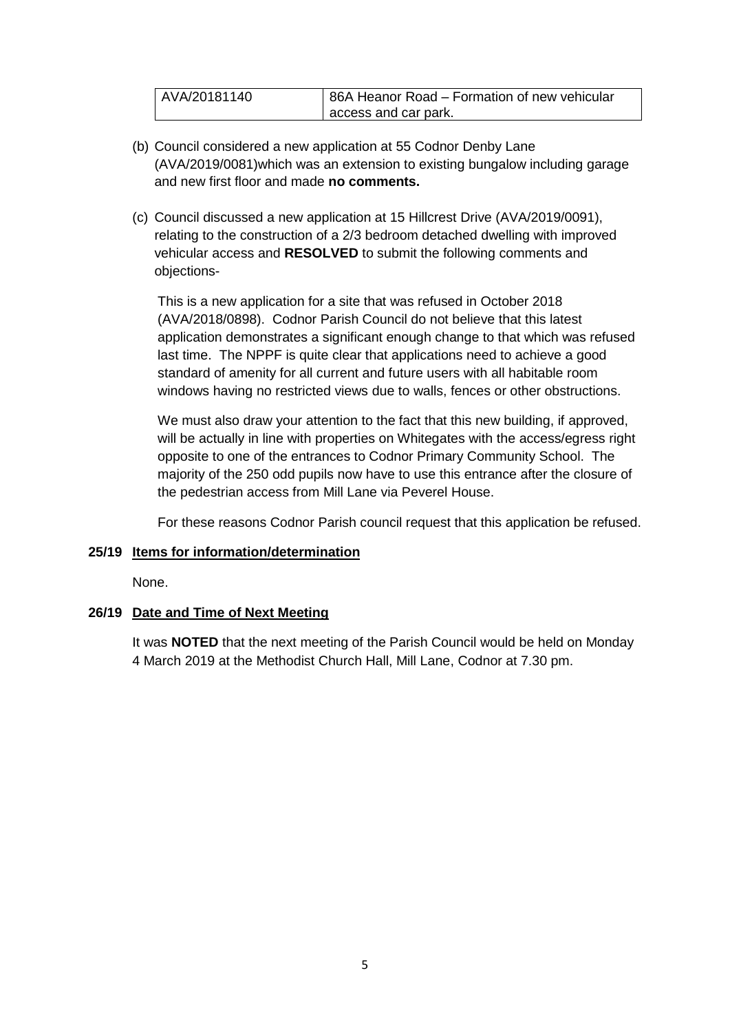| | |
|---|---|
| AVA/20181140 | 86A Heanor Road – Formation of new vehicular access and car park. |

(b) Council considered a new application at 55 Codnor Denby Lane (AVA/2019/0081)which was an extension to existing bungalow including garage and new first floor and made **no comments.**

(c) Council discussed a new application at 15 Hillcrest Drive (AVA/2019/0091), relating to the construction of a 2/3 bedroom detached dwelling with improved vehicular access and **RESOLVED** to submit the following comments and objections-

This is a new application for a site that was refused in October 2018 (AVA/2018/0898). Codnor Parish Council do not believe that this latest application demonstrates a significant enough change to that which was refused last time. The NPPF is quite clear that applications need to achieve a good standard of amenity for all current and future users with all habitable room windows having no restricted views due to walls, fences or other obstructions.

We must also draw your attention to the fact that this new building, if approved, will be actually in line with properties on Whitegates with the access/egress right opposite to one of the entrances to Codnor Primary Community School. The majority of the 250 odd pupils now have to use this entrance after the closure of the pedestrian access from Mill Lane via Peverel House.

For these reasons Codnor Parish council request that this application be refused.

## 25/19 Items for information/determination

None.

## 26/19 Date and Time of Next Meeting

It was **NOTED** that the next meeting of the Parish Council would be held on Monday 4 March 2019 at the Methodist Church Hall, Mill Lane, Codnor at 7.30 pm.